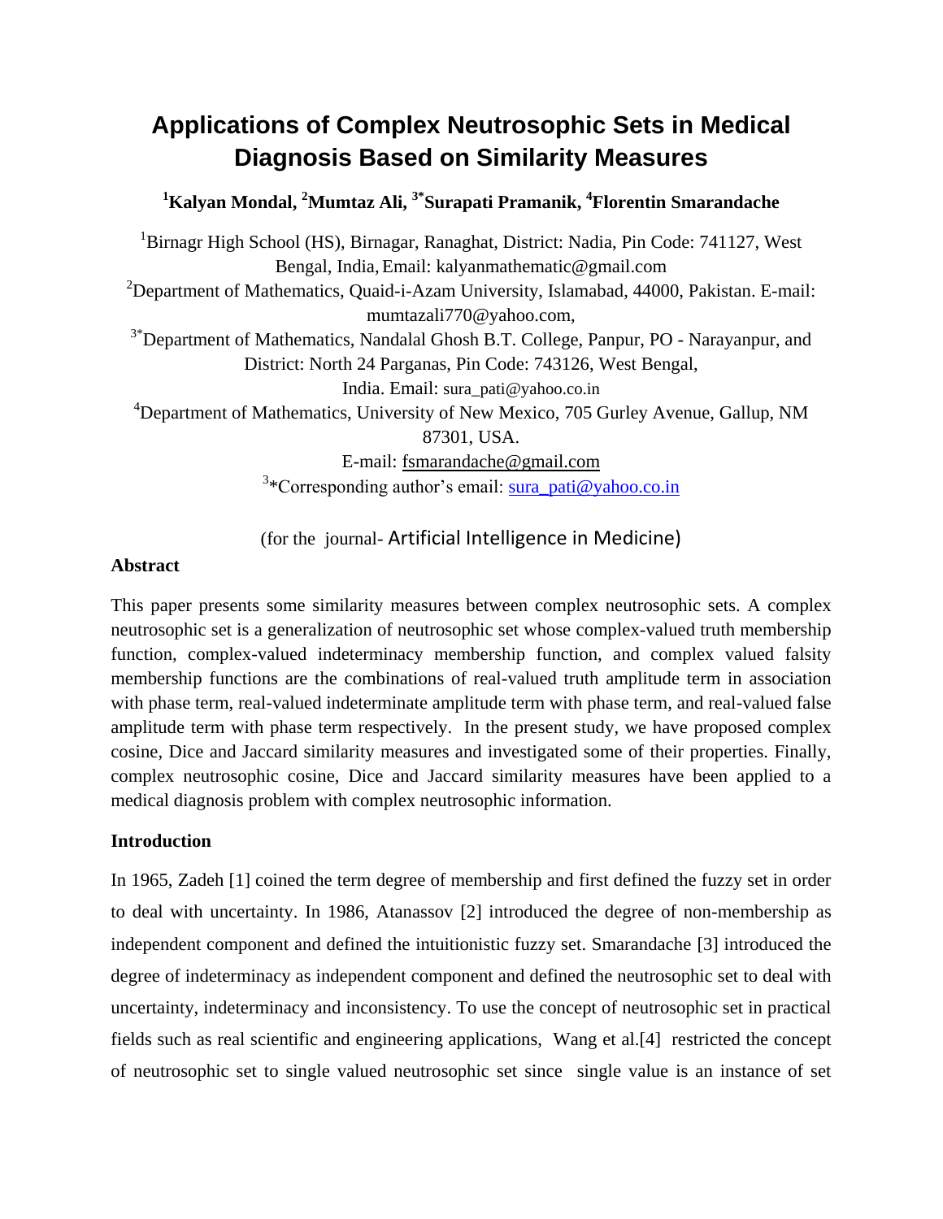# Applications of Complex Neutrosophic Sets in Medical Diagnosis Based on Similarity Measures

**[1]Kalyan Mondal, [2]Mumtaz Ali, [3*]Surapati Pramanik, [4]Florentin Smarandache**

[1]Birnagr High School (HS), Birnagar, Ranaghat, District: Nadia, Pin Code: 741127, West Bengal, India, Email: kalyanmathematic@gmail.com

[2]Department of Mathematics, Quaid-i-Azam University, Islamabad, 44000, Pakistan. E-mail: mumtazali770@yahoo.com,

[3*]Department of Mathematics, Nandalal Ghosh B.T. College, Panpur, PO - Narayanpur, and District: North 24 Parganas, Pin Code: 743126, West Bengal, India. Email: sura_pati@yahoo.co.in

[4]Department of Mathematics, University of New Mexico, 705 Gurley Avenue, Gallup, NM 87301, USA.

E-mail: fsmarandache@gmail.com

[3]*Corresponding author's email: sura_pati@yahoo.co.in

(for the journal- Artificial Intelligence in Medicine)

**Abstract**

This paper presents some similarity measures between complex neutrosophic sets. A complex neutrosophic set is a generalization of neutrosophic set whose complex-valued truth membership function, complex-valued indeterminacy membership function, and complex valued falsity membership functions are the combinations of real-valued truth amplitude term in association with phase term, real-valued indeterminate amplitude term with phase term, and real-valued false amplitude term with phase term respectively. In the present study, we have proposed complex cosine, Dice and Jaccard similarity measures and investigated some of their properties. Finally, complex neutrosophic cosine, Dice and Jaccard similarity measures have been applied to a medical diagnosis problem with complex neutrosophic information.

**Introduction**

In 1965, Zadeh [1] coined the term degree of membership and first defined the fuzzy set in order to deal with uncertainty. In 1986, Atanassov [2] introduced the degree of non-membership as independent component and defined the intuitionistic fuzzy set. Smarandache [3] introduced the degree of indeterminacy as independent component and defined the neutrosophic set to deal with uncertainty, indeterminacy and inconsistency. To use the concept of neutrosophic set in practical fields such as real scientific and engineering applications, Wang et al.[4] restricted the concept of neutrosophic set to single valued neutrosophic set since single value is an instance of set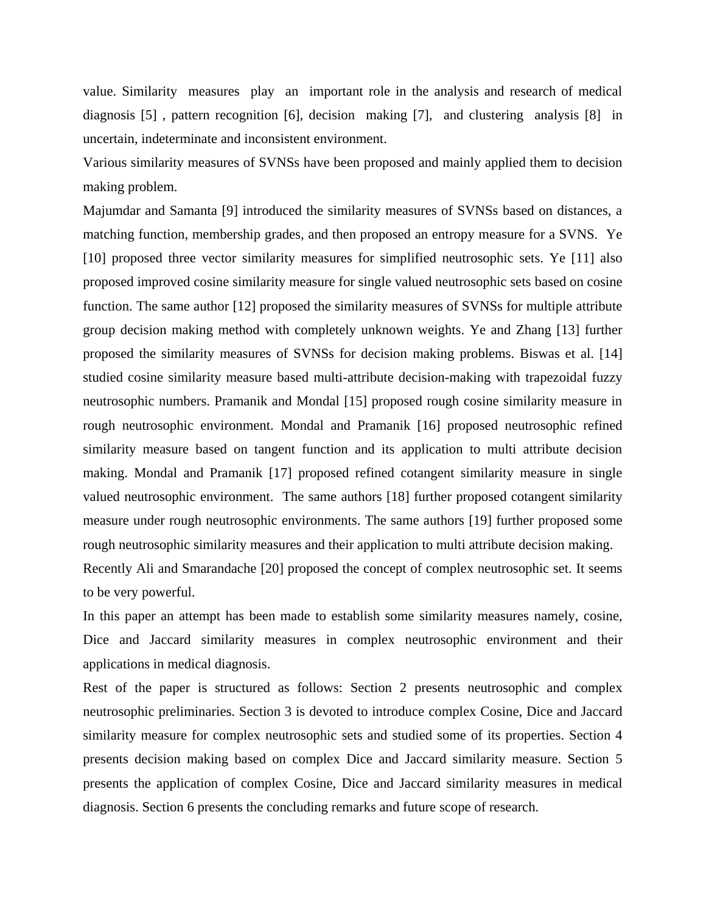value. Similarity measures play an important role in the analysis and research of medical diagnosis [5] , pattern recognition [6], decision making [7], and clustering analysis [8] in uncertain, indeterminate and inconsistent environment.

Various similarity measures of SVNSs have been proposed and mainly applied them to decision making problem.

Majumdar and Samanta [9] introduced the similarity measures of SVNSs based on distances, a matching function, membership grades, and then proposed an entropy measure for a SVNS. Ye [10] proposed three vector similarity measures for simplified neutrosophic sets. Ye [11] also proposed improved cosine similarity measure for single valued neutrosophic sets based on cosine function. The same author [12] proposed the similarity measures of SVNSs for multiple attribute group decision making method with completely unknown weights. Ye and Zhang [13] further proposed the similarity measures of SVNSs for decision making problems. Biswas et al. [14] studied cosine similarity measure based multi-attribute decision-making with trapezoidal fuzzy neutrosophic numbers. Pramanik and Mondal [15] proposed rough cosine similarity measure in rough neutrosophic environment. Mondal and Pramanik [16] proposed neutrosophic refined similarity measure based on tangent function and its application to multi attribute decision making. Mondal and Pramanik [17] proposed refined cotangent similarity measure in single valued neutrosophic environment. The same authors [18] further proposed cotangent similarity measure under rough neutrosophic environments. The same authors [19] further proposed some rough neutrosophic similarity measures and their application to multi attribute decision making.

Recently Ali and Smarandache [20] proposed the concept of complex neutrosophic set. It seems to be very powerful.

In this paper an attempt has been made to establish some similarity measures namely, cosine, Dice and Jaccard similarity measures in complex neutrosophic environment and their applications in medical diagnosis.

Rest of the paper is structured as follows: Section 2 presents neutrosophic and complex neutrosophic preliminaries. Section 3 is devoted to introduce complex Cosine, Dice and Jaccard similarity measure for complex neutrosophic sets and studied some of its properties. Section 4 presents decision making based on complex Dice and Jaccard similarity measure. Section 5 presents the application of complex Cosine, Dice and Jaccard similarity measures in medical diagnosis. Section 6 presents the concluding remarks and future scope of research.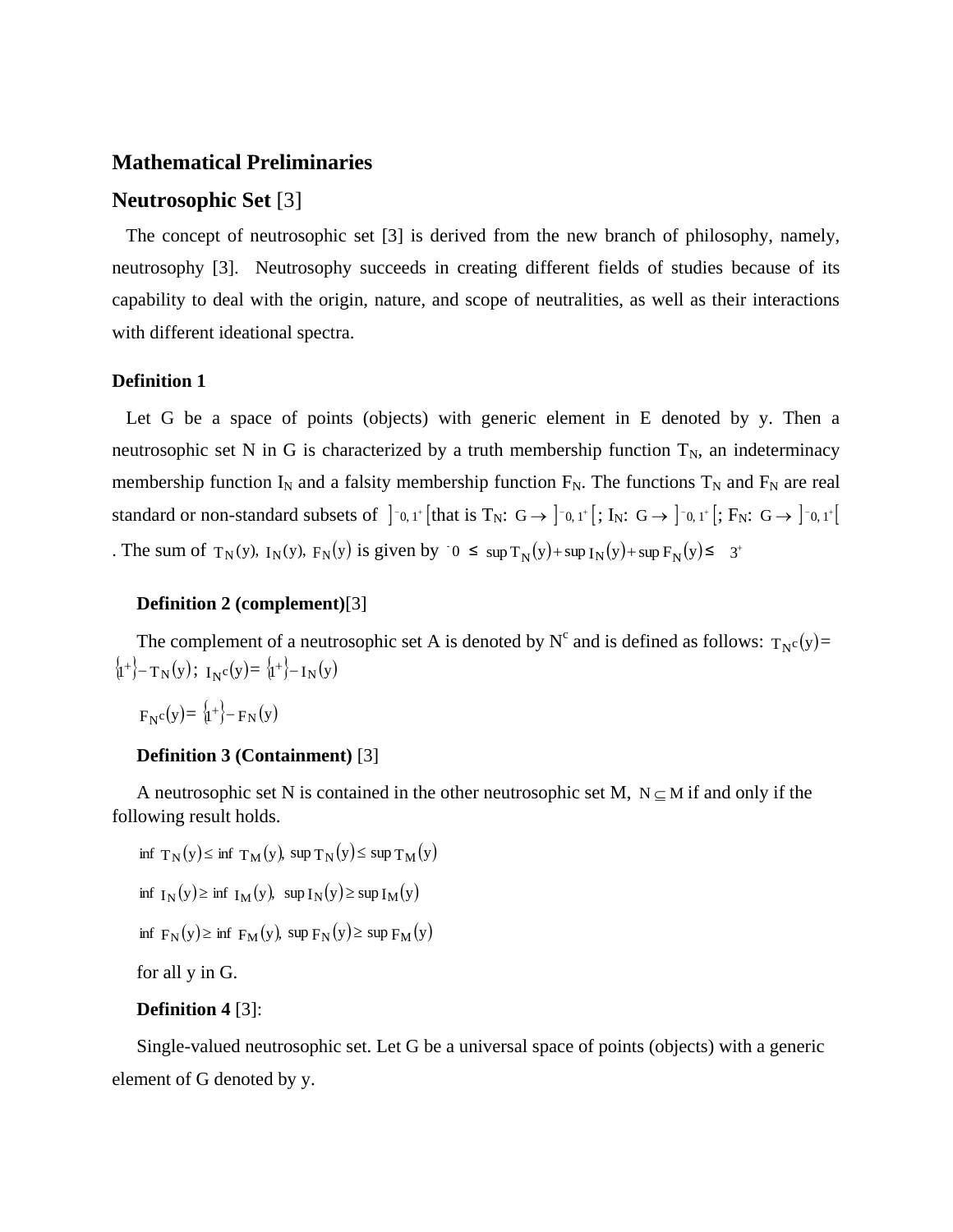## Mathematical Preliminaries

## Neutrosophic Set [3]

The concept of neutrosophic set [3] is derived from the new branch of philosophy, namely, neutrosophy [3]. Neutrosophy succeeds in creating different fields of studies because of its capability to deal with the origin, nature, and scope of neutralities, as well as their interactions with different ideational spectra.

**Definition 1**

Let G be a space of points (objects) with generic element in E denoted by y. Then a neutrosophic set N in G is characterized by a truth membership function $T_N$, an indeterminacy membership function $I_N$ and a falsity membership function $F_N$. The functions $T_N$ and $F_N$ are real standard or non-standard subsets of $]^-0, 1^+[$ that is $T_N$: $G \rightarrow ]^-0, 1^+[$; $I_N$: $G \rightarrow ]^-0, 1^+[$; $F_N$: $G \rightarrow ]^-0, 1^+[$. The sum of $T_N(y)$, $I_N(y)$, $F_N(y)$ is given by $^-0 \leq \sup T_N(y) + \sup I_N(y) + \sup F_N(y) \leq 3^+$

**Definition 2 (complement)**[3]

The complement of a neutrosophic set A is denoted by $N^c$ and is defined as follows: $T_{N^c}(y) = \{1^+\} - T_N(y)$; $I_{N^c}(y) = \{1^+\} - I_N(y)$

$F_{N^c}(y) = \{1^+\} - F_N(y)$

**Definition 3 (Containment)** [3]

A neutrosophic set N is contained in the other neutrosophic set M, $N \subseteq M$ if and only if the following result holds.

$\inf T_N(y) \leq \inf T_M(y)$, $\sup T_N(y) \leq \sup T_M(y)$

$\inf I_N(y) \geq \inf I_M(y)$, $\sup I_N(y) \geq \sup I_M(y)$

$\inf F_N(y) \geq \inf F_M(y)$, $\sup F_N(y) \geq \sup F_M(y)$

for all y in G.

**Definition 4** [3]:

Single-valued neutrosophic set. Let G be a universal space of points (objects) with a generic element of G denoted by y.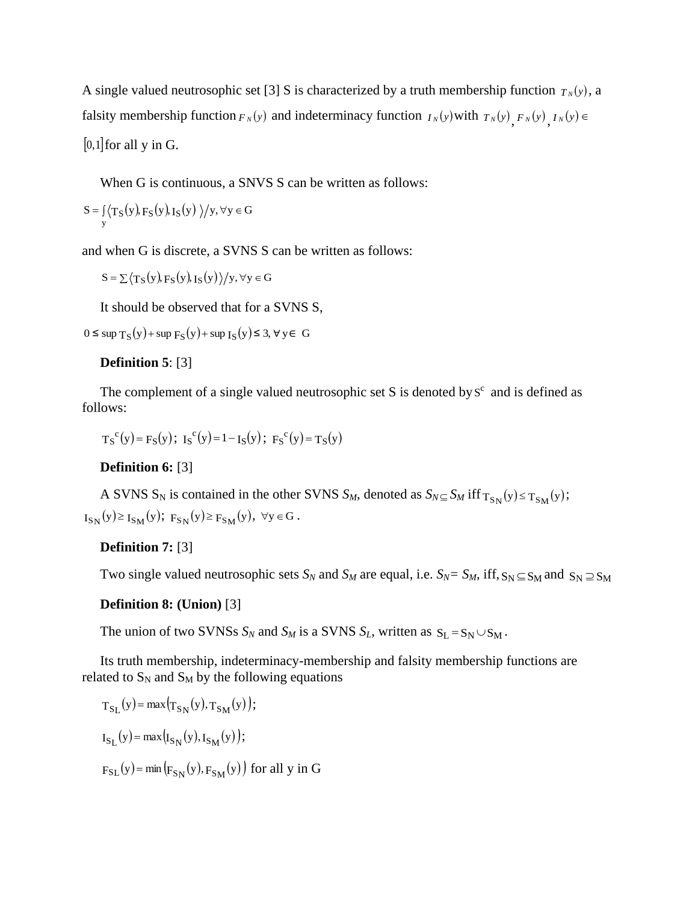A single valued neutrosophic set [3] S is characterized by a truth membership function $T_N(y)$, a falsity membership function $F_N(y)$ and indeterminacy function $I_N(y)$ with $T_N(y)$, $F_N(y)$, $I_N(y) \in [0,1]$ for all y in G.

When G is continuous, a SNVS S can be written as follows:

$$S = \int_y \langle T_S(y), F_S(y), I_S(y) \rangle / y, \forall y \in G$$

and when G is discrete, a SVNS S can be written as follows:

$$S = \sum \langle T_S(y), F_S(y), I_S(y) \rangle / y, \forall y \in G$$

It should be observed that for a SVNS S,

$$0 \leq \sup T_S(y) + \sup F_S(y) + \sup I_S(y) \leq 3, \forall y \in G$$

**Definition 5**: [3]

The complement of a single valued neutrosophic set S is denoted by $S^c$ and is defined as follows:

$$T_S{}^c(y) = F_S(y);\ I_S{}^c(y) = 1 - I_S(y);\ F_S{}^c(y) = T_S(y)$$

**Definition 6:** [3]

A SVNS $S_N$ is contained in the other SVNS $S_M$, denoted as $S_N \subseteq S_M$ iff $T_{S_N}(y) \leq T_{S_M}(y)$; $I_{S_N}(y) \geq I_{S_M}(y)$; $F_{S_N}(y) \geq F_{S_M}(y)$, $\forall y \in G$ .

**Definition 7:** [3]

Two single valued neutrosophic sets $S_N$ and $S_M$ are equal, i.e. $S_N = S_M$, iff, $S_N \subseteq S_M$ and $S_N \supseteq S_M$

**Definition 8: (Union)** [3]

The union of two SVNSs $S_N$ and $S_M$ is a SVNS $S_L$, written as $S_L = S_N \cup S_M$ .

Its truth membership, indeterminacy-membership and falsity membership functions are related to $S_N$ and $S_M$ by the following equations

$$T_{S_L}(y) = \max\left(T_{S_N}(y), T_{S_M}(y)\right);$$

$$I_{S_L}(y) = \max\left(I_{S_N}(y), I_{S_M}(y)\right);$$

$$F_{S_L}(y) = \min\left(F_{S_N}(y), F_{S_M}(y)\right) \text{ for all y in G}$$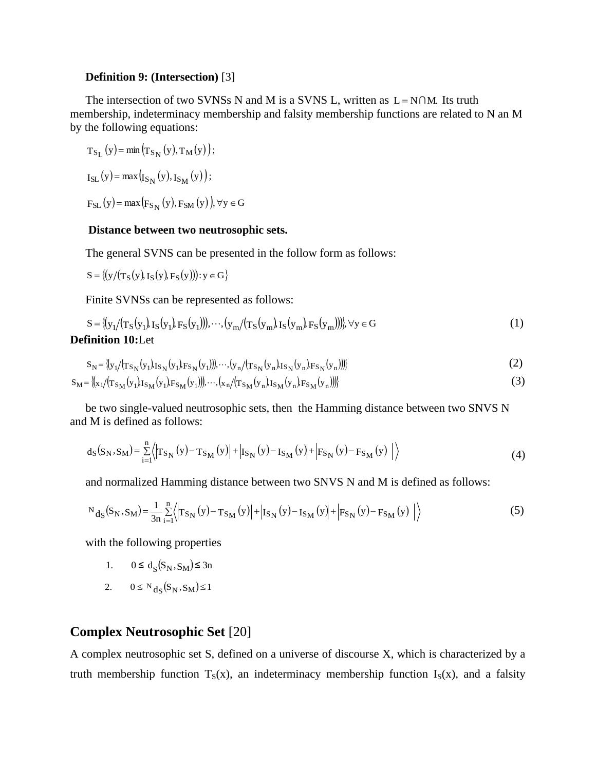**Definition 9: (Intersection)** [3]

The intersection of two SVNSs N and M is a SVNS L, written as $L = N \cap M$. Its truth membership, indeterminacy membership and falsity membership functions are related to N an M by the following equations:

$$T_{S_L}(y) = \min\left(T_{S_N}(y), T_M(y)\right);$$

$$I_{SL}(y) = \max\left(I_{S_N}(y), I_{S_M}(y)\right);$$

$$F_{SL}(y) = \max\left(F_{S_N}(y), F_{SM}(y)\right), \forall y \in G$$

**Distance between two neutrosophic sets.**

The general SVNS can be presented in the follow form as follows:

$$S = \{(y/(T_S(y), I_S(y), F_S(y))) : y \in G\}$$

Finite SVNSs can be represented as follows:

$$S = \{(y_1/(T_S(y_1), I_S(y_1), F_S(y_1))), \cdots, (y_m/(T_S(y_m), I_S(y_m), F_S(y_m)))\}, \forall y \in G \tag{1}$$

**Definition 10:** Let

$$S_N = \{(y_1/(T_{S_N}(y_1), I_{S_N}(y_1), F_{S_N}(y_1))), \cdots, (y_n/(T_{S_N}(y_n), I_{S_N}(y_n), F_{S_N}(y_n)))\} \tag{2}$$

$$S_M = \{(x_1/(T_{S_M}(y_1), I_{S_M}(y_1), F_{S_M}(y_1))), \cdots, (x_n/(T_{S_M}(y_n), I_{S_M}(y_n), F_{S_M}(y_n)))\} \tag{3}$$

be two single-valued neutrosophic sets, then the Hamming distance between two SNVS N and M is defined as follows:

$$d_S(S_N, S_M) = \sum_{i=1}^{n} \left\langle \left|T_{S_N}(y) - T_{S_M}(y)\right| + \left|I_{S_N}(y) - I_{S_M}(y)\right| + \left|F_{S_N}(y) - F_{S_M}(y)\right| \right\rangle \tag{4}$$

and normalized Hamming distance between two SNVS N and M is defined as follows:

$$^{N}d_S(S_N, S_M) = \frac{1}{3n} \sum_{i=1}^{n} \left\langle \left|T_{S_N}(y) - T_{S_M}(y)\right| + \left|I_{S_N}(y) - I_{S_M}(y)\right| + \left|F_{S_N}(y) - F_{S_M}(y)\right| \right\rangle \tag{5}$$

with the following properties

1. $0 \leq d_S(S_N, S_M) \leq 3n$
2. $0 \leq {}^{N}d_S(S_N, S_M) \leq 1$

## Complex Neutrosophic Set [20]

A complex neutrosophic set S, defined on a universe of discourse X, which is characterized by a truth membership function $T_S(x)$, an indeterminacy membership function $I_S(x)$, and a falsity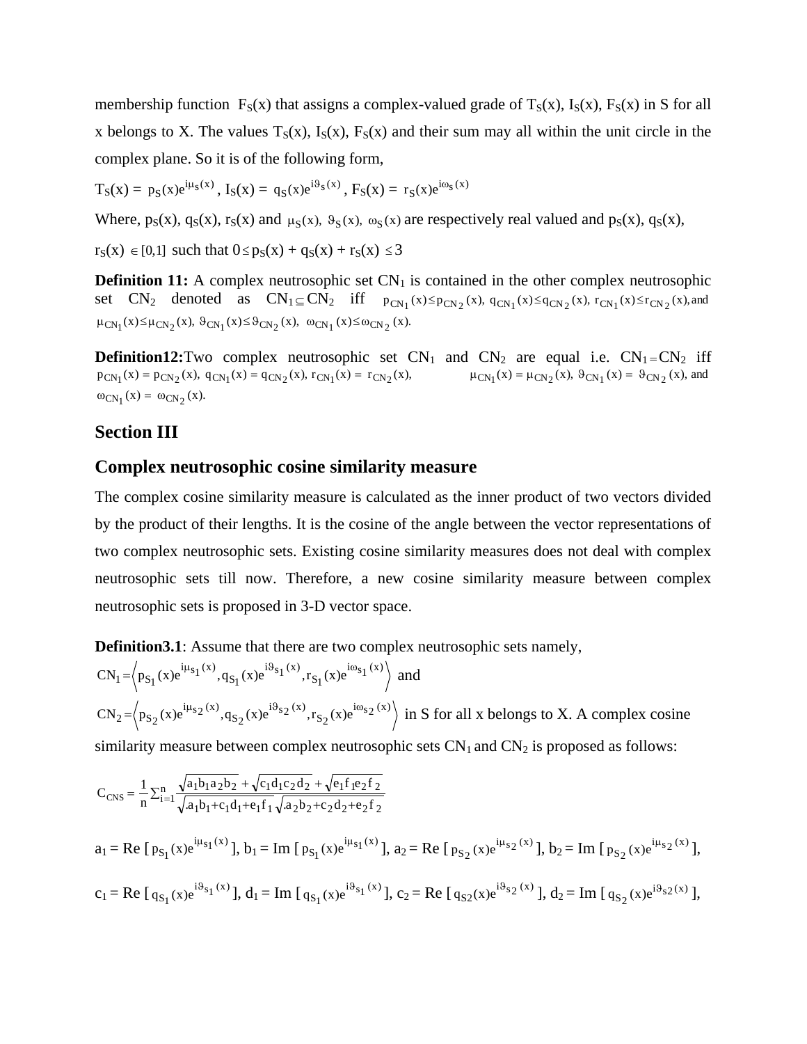membership function $F_S(x)$ that assigns a complex-valued grade of $T_S(x)$, $I_S(x)$, $F_S(x)$ in S for all x belongs to X. The values $T_S(x)$, $I_S(x)$, $F_S(x)$ and their sum may all within the unit circle in the complex plane. So it is of the following form,

$T_S(x) = p_S(x)e^{i\mu_S(x)}$, $I_S(x) = q_S(x)e^{i\vartheta_S(x)}$, $F_S(x) = r_S(x)e^{i\omega_S(x)}$

Where, $p_S(x)$, $q_S(x)$, $r_S(x)$ and $\mu_S(x)$, $\vartheta_S(x)$, $\omega_S(x)$ are respectively real valued and $p_S(x)$, $q_S(x)$, $r_S(x) \in [0,1]$ such that $0 \le p_S(x) + q_S(x) + r_S(x) \le 3$

**Definition 11:** A complex neutrosophic set $CN_1$ is contained in the other complex neutrosophic set $CN_2$ denoted as $CN_1 \subseteq CN_2$ iff $p_{CN_1}(x) \le p_{CN_2}(x)$, $q_{CN_1}(x) \le q_{CN_2}(x)$, $r_{CN_1}(x) \le r_{CN_2}(x)$, and $\mu_{CN_1}(x) \le \mu_{CN_2}(x)$, $\vartheta_{CN_1}(x) \le \vartheta_{CN_2}(x)$, $\omega_{CN_1}(x) \le \omega_{CN_2}(x)$.

**Definition12:**Two complex neutrosophic set $CN_1$ and $CN_2$ are equal i.e. $CN_1 = CN_2$ iff $p_{CN_1}(x) = p_{CN_2}(x)$, $q_{CN_1}(x) = q_{CN_2}(x)$, $r_{CN_1}(x) = r_{CN_2}(x)$, $\mu_{CN_1}(x) = \mu_{CN_2}(x)$, $\vartheta_{CN_1}(x) = \vartheta_{CN_2}(x)$, and $\omega_{CN_1}(x) = \omega_{CN_2}(x)$.

## Section III

## Complex neutrosophic cosine similarity measure

The complex cosine similarity measure is calculated as the inner product of two vectors divided by the product of their lengths. It is the cosine of the angle between the vector representations of two complex neutrosophic sets. Existing cosine similarity measures does not deal with complex neutrosophic sets till now. Therefore, a new cosine similarity measure between complex neutrosophic sets is proposed in 3-D vector space.

**Definition3.1**: Assume that there are two complex neutrosophic sets namely,

$CN_1 = \left\langle p_{S_1}(x)e^{i\mu_{S_1}(x)}, q_{S_1}(x)e^{i\vartheta_{S_1}(x)}, r_{S_1}(x)e^{i\omega_{S_1}(x)} \right\rangle$ and

$CN_2 = \left\langle p_{S_2}(x)e^{i\mu_{S_2}(x)}, q_{S_2}(x)e^{i\vartheta_{S_2}(x)}, r_{S_2}(x)e^{i\omega_{S_2}(x)} \right\rangle$ in S for all x belongs to X. A complex cosine similarity measure between complex neutrosophic sets $CN_1$ and $CN_2$ is proposed as follows:

$$C_{CNS} = \frac{1}{n}\sum_{i=1}^{n} \frac{\sqrt{a_1 b_1 a_2 b_2} + \sqrt{c_1 d_1 c_2 d_2} + \sqrt{e_1 f_1 e_2 f_2}}{\sqrt{a_1 b_1 + c_1 d_1 + e_1 f_1}\sqrt{a_2 b_2 + c_2 d_2 + e_2 f_2}}$$

$a_1 = \text{Re}\left[p_{S_1}(x)e^{i\mu_{S_1}(x)}\right]$, $b_1 = \text{Im}\left[p_{S_1}(x)e^{i\mu_{S_1}(x)}\right]$, $a_2 = \text{Re}\left[p_{S_2}(x)e^{i\mu_{S_2}(x)}\right]$, $b_2 = \text{Im}\left[p_{S_2}(x)e^{i\mu_{S_2}(x)}\right]$,

$c_1 = \text{Re}\left[q_{S_1}(x)e^{i\vartheta_{S_1}(x)}\right]$, $d_1 = \text{Im}\left[q_{S_1}(x)e^{i\vartheta_{S_1}(x)}\right]$, $c_2 = \text{Re}\left[q_{S2}(x)e^{i\vartheta_{S_2}(x)}\right]$, $d_2 = \text{Im}\left[q_{S_2}(x)e^{i\vartheta_{S2}(x)}\right]$,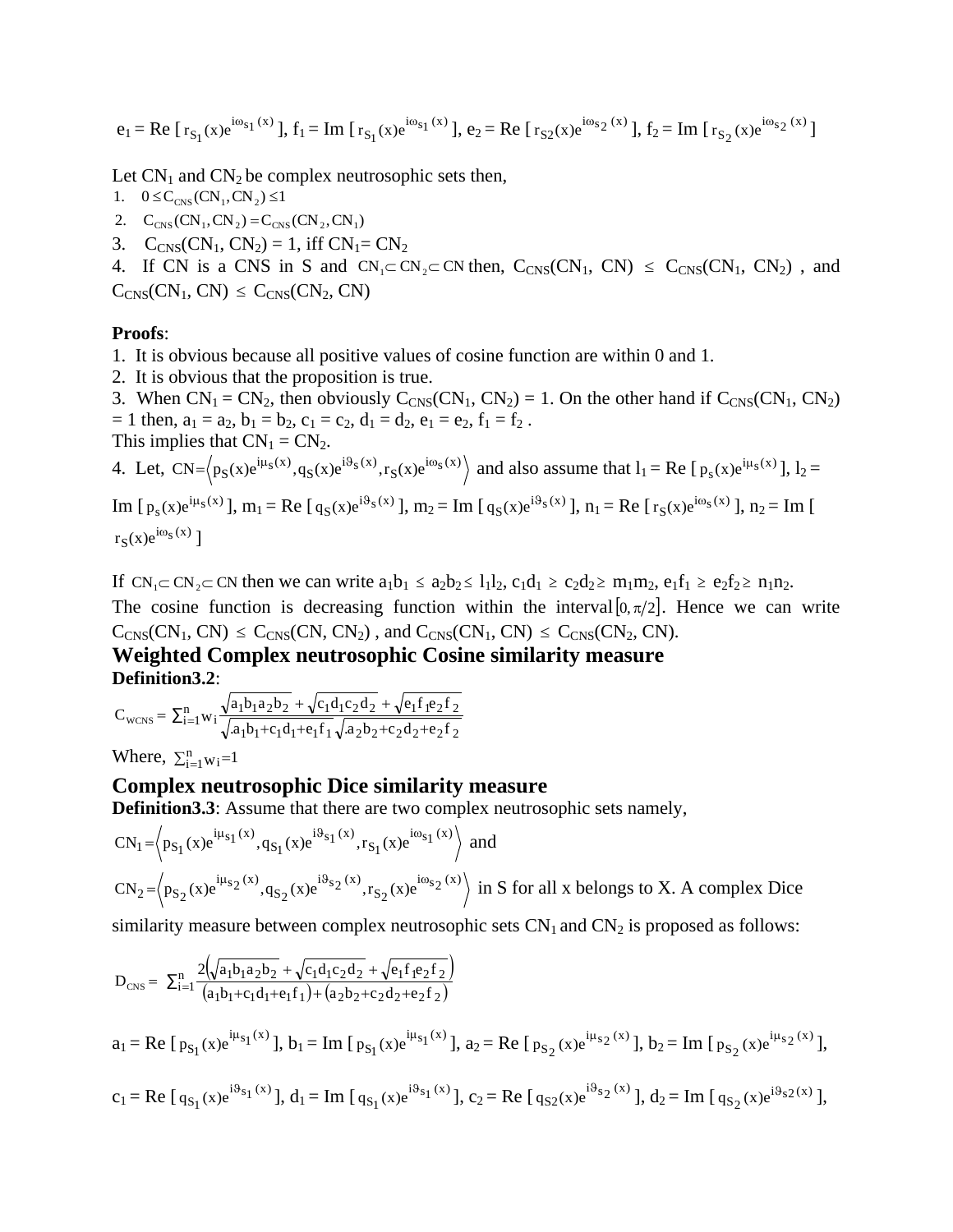$e_1$ = Re [ $r_{S_1}(x)e^{i\omega_{S_1}(x)}$ ], $f_1$ = Im [ $r_{S_1}(x)e^{i\omega_{S_1}(x)}$ ], $e_2$ = Re [ $r_{S2}(x)e^{i\omega_{S_2}(x)}$ ], $f_2$ = Im [ $r_{S_2}(x)e^{i\omega_{S_2}(x)}$ ]

Let $CN_1$ and $CN_2$ be complex neutrosophic sets then,

1. $0 \le C_{CNS}(CN_1, CN_2) \le 1$
2. $C_{CNS}(CN_1, CN_2) = C_{CNS}(CN_2, CN_1)$
3. $C_{CNS}(CN_1, CN_2) = 1$, iff $CN_1 = CN_2$
4. If CN is a CNS in S and $CN_1 \subset CN_2 \subset CN$ then, $C_{CNS}(CN_1, CN) \le C_{CNS}(CN_1, CN_2)$ , and $C_{CNS}(CN_1, CN) \le C_{CNS}(CN_2, CN)$

**Proofs**:

1. It is obvious because all positive values of cosine function are within 0 and 1.
2. It is obvious that the proposition is true.
3. When $CN_1 = CN_2$, then obviously $C_{CNS}(CN_1, CN_2) = 1$. On the other hand if $C_{CNS}(CN_1, CN_2) = 1$ then, $a_1 = a_2$, $b_1 = b_2$, $c_1 = c_2$, $d_1 = d_2$, $e_1 = e_2$, $f_1 = f_2$ .
This implies that $CN_1 = CN_2$.
4. Let, $CN=\left\langle p_S(x)e^{i\mu_S(x)}, q_S(x)e^{i\vartheta_S(x)}, r_S(x)e^{i\omega_S(x)}\right\rangle$ and also assume that $l_1$ = Re [ $p_s(x)e^{i\mu_S(x)}$ ], $l_2$ = Im [ $p_s(x)e^{i\mu_S(x)}$ ], $m_1$ = Re [ $q_S(x)e^{i\vartheta_S(x)}$ ], $m_2$ = Im [ $q_S(x)e^{i\vartheta_S(x)}$ ], $n_1$ = Re [ $r_S(x)e^{i\omega_S(x)}$ ], $n_2$ = Im [ $r_S(x)e^{i\omega_S(x)}$ ]

If $CN_1 \subset CN_2 \subset CN$ then we can write $a_1b_1 \le a_2b_2 \le l_1l_2$, $c_1d_1 \ge c_2d_2 \ge m_1m_2$, $e_1f_1 \ge e_2f_2 \ge n_1n_2$.
The cosine function is decreasing function within the interval $[0, \pi/2]$. Hence we can write $C_{CNS}(CN_1, CN) \le C_{CNS}(CN, CN_2)$ , and $C_{CNS}(CN_1, CN) \le C_{CNS}(CN_2, CN)$.

## Weighted Complex neutrosophic Cosine similarity measure

**Definition3.2**:

$$C_{WCNS} = \sum_{i=1}^{n} w_i \frac{\sqrt{a_1b_1a_2b_2} + \sqrt{c_1d_1c_2d_2} + \sqrt{e_1f_1e_2f_2}}{\sqrt{a_1b_1+c_1d_1+e_1f_1}\sqrt{a_2b_2+c_2d_2+e_2f_2}}$$

Where, $\sum_{i=1}^{n} w_i = 1$

## Complex neutrosophic Dice similarity measure

**Definition3.3**: Assume that there are two complex neutrosophic sets namely,

$CN_1 = \left\langle p_{S_1}(x)e^{i\mu_{S_1}(x)}, q_{S_1}(x)e^{i\vartheta_{S_1}(x)}, r_{S_1}(x)e^{i\omega_{S_1}(x)}\right\rangle$ and

$CN_2 = \left\langle p_{S_2}(x)e^{i\mu_{S_2}(x)}, q_{S_2}(x)e^{i\vartheta_{S_2}(x)}, r_{S_2}(x)e^{i\omega_{S_2}(x)}\right\rangle$ in S for all x belongs to X. A complex Dice similarity measure between complex neutrosophic sets $CN_1$ and $CN_2$ is proposed as follows:

$$D_{CNS} = \sum_{i=1}^{n} \frac{2\left(\sqrt{a_1b_1a_2b_2} + \sqrt{c_1d_1c_2d_2} + \sqrt{e_1f_1e_2f_2}\right)}{\left(a_1b_1+c_1d_1+e_1f_1\right)+\left(a_2b_2+c_2d_2+e_2f_2\right)}$$

$a_1$ = Re [ $p_{S_1}(x)e^{i\mu_{S_1}(x)}$ ], $b_1$ = Im [ $p_{S_1}(x)e^{i\mu_{S_1}(x)}$ ], $a_2$ = Re [ $p_{S_2}(x)e^{i\mu_{S_2}(x)}$ ], $b_2$ = Im [ $p_{S_2}(x)e^{i\mu_{S_2}(x)}$ ],

$c_1$ = Re [ $q_{S_1}(x)e^{i\vartheta_{S_1}(x)}$ ], $d_1$ = Im [ $q_{S_1}(x)e^{i\vartheta_{S_1}(x)}$ ], $c_2$ = Re [ $q_{S2}(x)e^{i\vartheta_{S_2}(x)}$ ], $d_2$ = Im [ $q_{S_2}(x)e^{i\vartheta_{S2}(x)}$ ],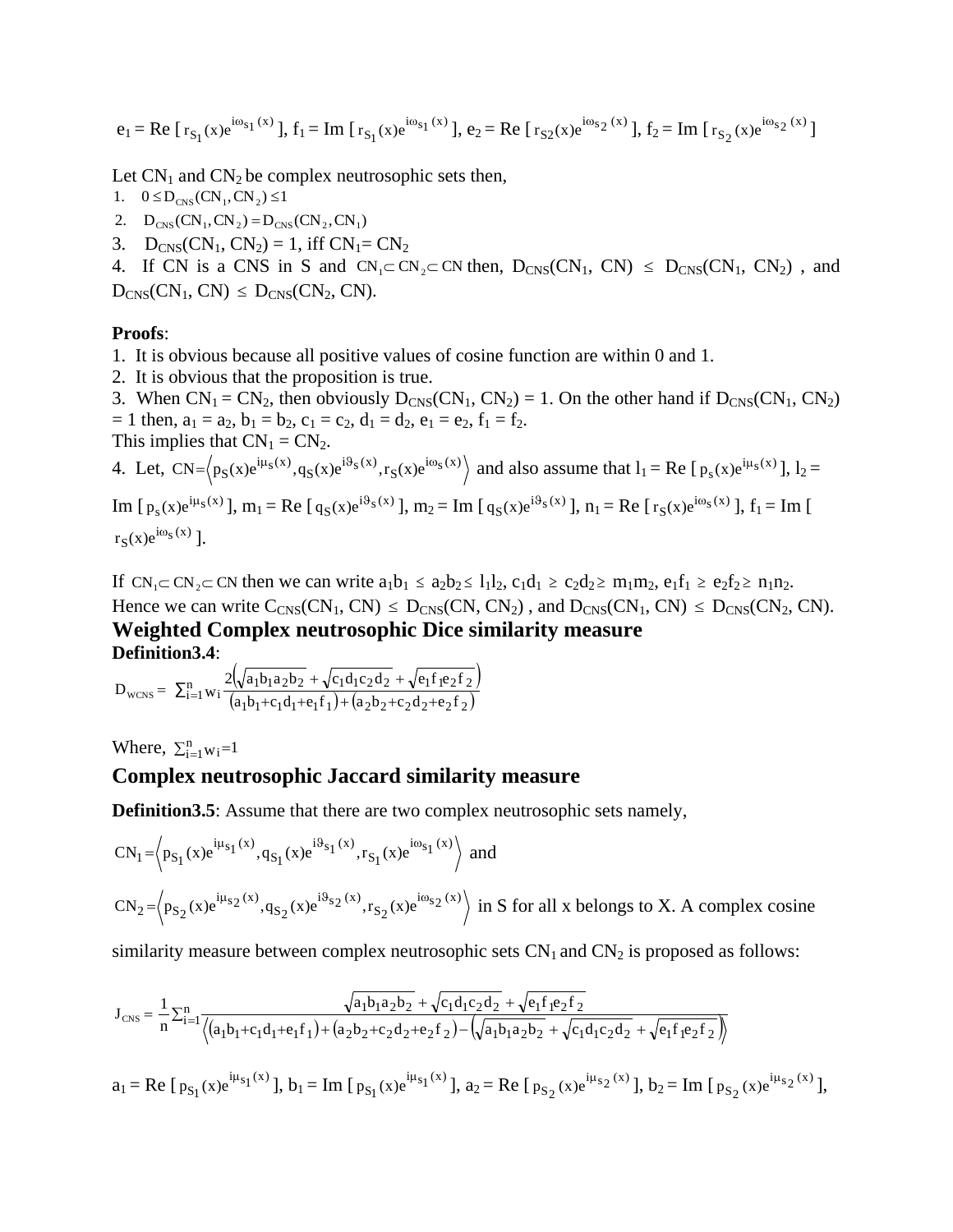$e_1$ = Re [ $r_{S_1}(x)e^{i\omega_{S_1}(x)}$ ], $f_1$ = Im [ $r_{S_1}(x)e^{i\omega_{S_1}(x)}$ ], $e_2$ = Re [ $r_{S2}(x)e^{i\omega_{S_2}(x)}$ ], $f_2$ = Im [ $r_{S_2}(x)e^{i\omega_{S_2}(x)}$ ]

Let $CN_1$ and $CN_2$ be complex neutrosophic sets then,

1. $0 \leq D_{CNS}(CN_1, CN_2) \leq 1$
2. $D_{CNS}(CN_1, CN_2) = D_{CNS}(CN_2, CN_1)$
3. $D_{CNS}(CN_1, CN_2) = 1$, iff $CN_1 = CN_2$
4. If CN is a CNS in S and $CN_1 \subset CN_2 \subset CN$ then, $D_{CNS}(CN_1, CN) \leq D_{CNS}(CN_1, CN_2)$ , and $D_{CNS}(CN_1, CN) \leq D_{CNS}(CN_2, CN)$.

**Proofs**:

1. It is obvious because all positive values of cosine function are within 0 and 1.
2. It is obvious that the proposition is true.
3. When $CN_1 = CN_2$, then obviously $D_{CNS}(CN_1, CN_2) = 1$. On the other hand if $D_{CNS}(CN_1, CN_2) = 1$ then, $a_1 = a_2$, $b_1 = b_2$, $c_1 = c_2$, $d_1 = d_2$, $e_1 = e_2$, $f_1 = f_2$.
This implies that $CN_1 = CN_2$.
4. Let, $CN = \left\langle p_S(x)e^{i\mu_S(x)}, q_S(x)e^{i\vartheta_S(x)}, r_S(x)e^{i\omega_S(x)} \right\rangle$ and also assume that $l_1$ = Re [ $p_s(x)e^{i\mu_s(x)}$ ], $l_2$ = Im [ $p_s(x)e^{i\mu_s(x)}$ ], $m_1$ = Re [ $q_S(x)e^{i\vartheta_s(x)}$ ], $m_2$ = Im [ $q_S(x)e^{i\vartheta_s(x)}$ ], $n_1$ = Re [ $r_S(x)e^{i\omega_s(x)}$ ], $f_1$ = Im [ $r_S(x)e^{i\omega_s(x)}$ ].

If $CN_1 \subset CN_2 \subset CN$ then we can write $a_1b_1 \leq a_2b_2 \leq l_1l_2$, $c_1d_1 \geq c_2d_2 \geq m_1m_2$, $e_1f_1 \geq e_2f_2 \geq n_1n_2$.
Hence we can write $C_{CNS}(CN_1, CN) \leq D_{CNS}(CN, CN_2)$ , and $D_{CNS}(CN_1, CN) \leq D_{CNS}(CN_2, CN)$.

## Weighted Complex neutrosophic Dice similarity measure

**Definition3.4**:

$$D_{WCNS} = \sum_{i=1}^{n} w_i \frac{2\left(\sqrt{a_1b_1a_2b_2} + \sqrt{c_1d_1c_2d_2} + \sqrt{e_1f_1e_2f_2}\right)}{\left(a_1b_1+c_1d_1+e_1f_1\right)+\left(a_2b_2+c_2d_2+e_2f_2\right)}$$

Where, $\sum_{i=1}^{n} w_i = 1$

## Complex neutrosophic Jaccard similarity measure

**Definition3.5**: Assume that there are two complex neutrosophic sets namely,

$CN_1 = \left\langle p_{S_1}(x)e^{i\mu_{S_1}(x)}, q_{S_1}(x)e^{i\vartheta_{S_1}(x)}, r_{S_1}(x)e^{i\omega_{S_1}(x)} \right\rangle$ and

$CN_2 = \left\langle p_{S_2}(x)e^{i\mu_{S_2}(x)}, q_{S_2}(x)e^{i\vartheta_{S_2}(x)}, r_{S_2}(x)e^{i\omega_{S_2}(x)} \right\rangle$ in S for all x belongs to X. A complex cosine similarity measure between complex neutrosophic sets $CN_1$ and $CN_2$ is proposed as follows:

$$J_{CNS} = \frac{1}{n}\sum_{i=1}^{n} \frac{\sqrt{a_1b_1a_2b_2} + \sqrt{c_1d_1c_2d_2} + \sqrt{e_1f_1e_2f_2}}{\left\langle\left(a_1b_1+c_1d_1+e_1f_1\right)+\left(a_2b_2+c_2d_2+e_2f_2\right)-\left(\sqrt{a_1b_1a_2b_2} + \sqrt{c_1d_1c_2d_2} + \sqrt{e_1f_1e_2f_2}\right)\right\rangle}$$

$a_1$ = Re [ $p_{S_1}(x)e^{i\mu_{S_1}(x)}$ ], $b_1$ = Im [ $p_{S_1}(x)e^{i\mu_{S_1}(x)}$ ], $a_2$ = Re [ $p_{S_2}(x)e^{i\mu_{S_2}(x)}$ ], $b_2$ = Im [ $p_{S_2}(x)e^{i\mu_{S_2}(x)}$ ],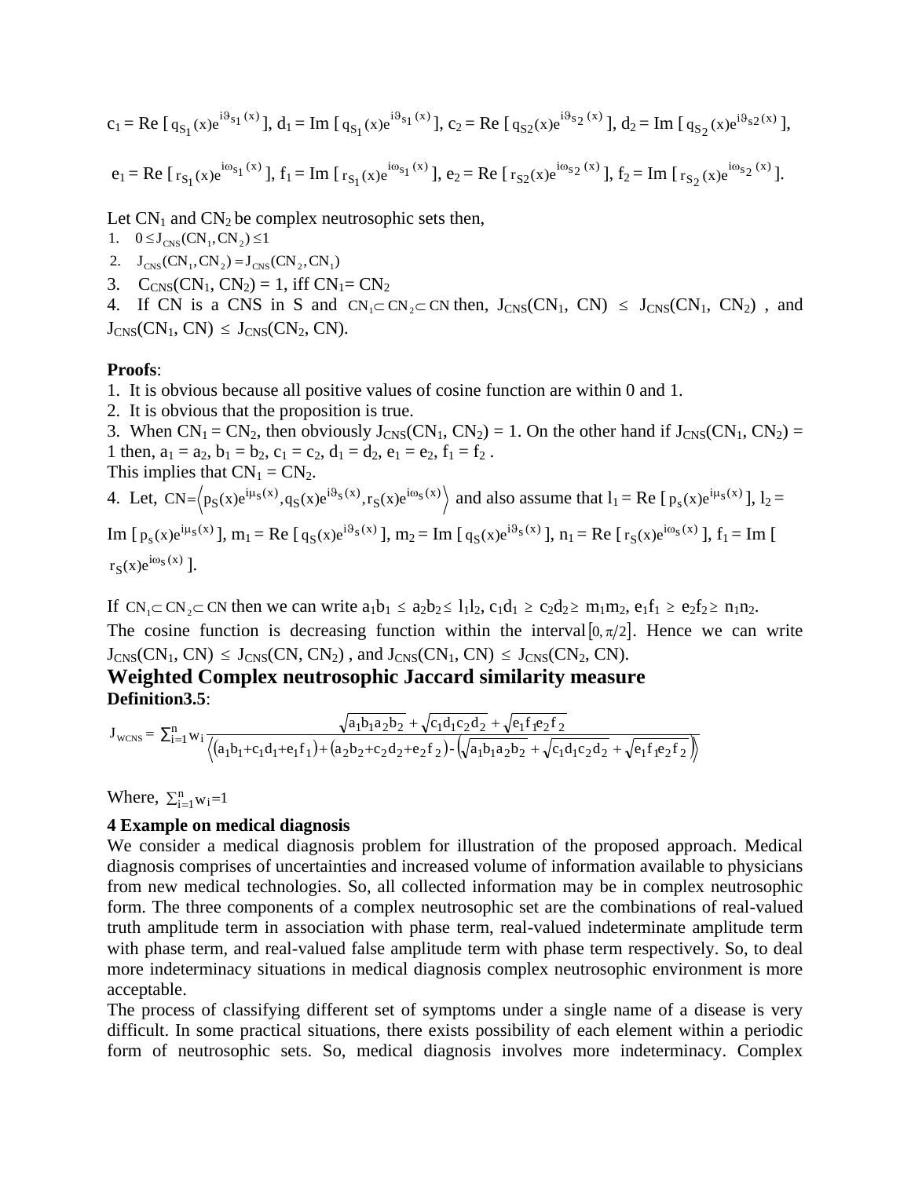$c_1$ = Re [ $q_{S_1}(x)e^{i\vartheta_{S_1}(x)}$ ], $d_1$ = Im [ $q_{S_1}(x)e^{i\vartheta_{S_1}(x)}$ ], $c_2$ = Re [ $q_{S2}(x)e^{i\vartheta_{S_2}(x)}$ ], $d_2$ = Im [ $q_{S_2}(x)e^{i\vartheta_{S2}(x)}$ ],

$e_1$ = Re [ $r_{S_1}(x)e^{i\omega_{S_1}(x)}$ ], $f_1$ = Im [ $r_{S_1}(x)e^{i\omega_{S_1}(x)}$ ], $e_2$ = Re [ $r_{S2}(x)e^{i\omega_{S_2}(x)}$ ], $f_2$ = Im [ $r_{S_2}(x)e^{i\omega_{S_2}(x)}$ ].

Let $CN_1$ and $CN_2$ be complex neutrosophic sets then,

1. $0 \le J_{CNS}(CN_1, CN_2) \le 1$
2. $J_{CNS}(CN_1, CN_2) = J_{CNS}(CN_2, CN_1)$
3. $C_{CNS}(CN_1, CN_2) = 1$, iff $CN_1 = CN_2$
4. If CN is a CNS in S and $CN_1 \subset CN_2 \subset CN$ then, $J_{CNS}(CN_1, CN) \le J_{CNS}(CN_1, CN_2)$ , and $J_{CNS}(CN_1, CN) \le J_{CNS}(CN_2, CN)$.

**Proofs**:

1. It is obvious because all positive values of cosine function are within 0 and 1.
2. It is obvious that the proposition is true.
3. When $CN_1 = CN_2$, then obviously $J_{CNS}(CN_1, CN_2) = 1$. On the other hand if $J_{CNS}(CN_1, CN_2) = 1$ then, $a_1 = a_2$, $b_1 = b_2$, $c_1 = c_2$, $d_1 = d_2$, $e_1 = e_2$, $f_1 = f_2$ .

This implies that $CN_1 = CN_2$.

4. Let, $CN=\left\langle p_S(x)e^{i\mu_S(x)}, q_S(x)e^{i\vartheta_S(x)}, r_S(x)e^{i\omega_S(x)} \right\rangle$ and also assume that $l_1$ = Re [ $p_s(x)e^{i\mu_S(x)}$ ], $l_2$ = Im [ $p_s(x)e^{i\mu_S(x)}$ ], $m_1$ = Re [ $q_S(x)e^{i\vartheta_S(x)}$ ], $m_2$ = Im [ $q_S(x)e^{i\vartheta_S(x)}$ ], $n_1$ = Re [ $r_S(x)e^{i\omega_S(x)}$ ], $f_1$ = Im [ $r_S(x)e^{i\omega_S(x)}$ ].

If $CN_1 \subset CN_2 \subset CN$ then we can write $a_1b_1 \le a_2b_2 \le l_1l_2$, $c_1d_1 \ge c_2d_2 \ge m_1m_2$, $e_1f_1 \ge e_2f_2 \ge n_1n_2$.

The cosine function is decreasing function within the interval $[0, \pi/2]$. Hence we can write $J_{CNS}(CN_1, CN) \le J_{CNS}(CN, CN_2)$ , and $J_{CNS}(CN_1, CN) \le J_{CNS}(CN_2, CN)$.

## Weighted Complex neutrosophic Jaccard similarity measure

**Definition3.5**:

$$J_{WCNS} = \sum_{i=1}^{n} w_i \frac{\sqrt{a_1b_1a_2b_2} + \sqrt{c_1d_1c_2d_2} + \sqrt{e_1f_1e_2f_2}}{\left\langle (a_1b_1+c_1d_1+e_1f_1) + (a_2b_2+c_2d_2+e_2f_2) - \left(\sqrt{a_1b_1a_2b_2} + \sqrt{c_1d_1c_2d_2} + \sqrt{e_1f_1e_2f_2}\right) \right\rangle}$$

Where, $\sum_{i=1}^{n} w_i = 1$

### 4 Example on medical diagnosis

We consider a medical diagnosis problem for illustration of the proposed approach. Medical diagnosis comprises of uncertainties and increased volume of information available to physicians from new medical technologies. So, all collected information may be in complex neutrosophic form. The three components of a complex neutrosophic set are the combinations of real-valued truth amplitude term in association with phase term, real-valued indeterminate amplitude term with phase term, and real-valued false amplitude term with phase term respectively. So, to deal more indeterminacy situations in medical diagnosis complex neutrosophic environment is more acceptable.

The process of classifying different set of symptoms under a single name of a disease is very difficult. In some practical situations, there exists possibility of each element within a periodic form of neutrosophic sets. So, medical diagnosis involves more indeterminacy. Complex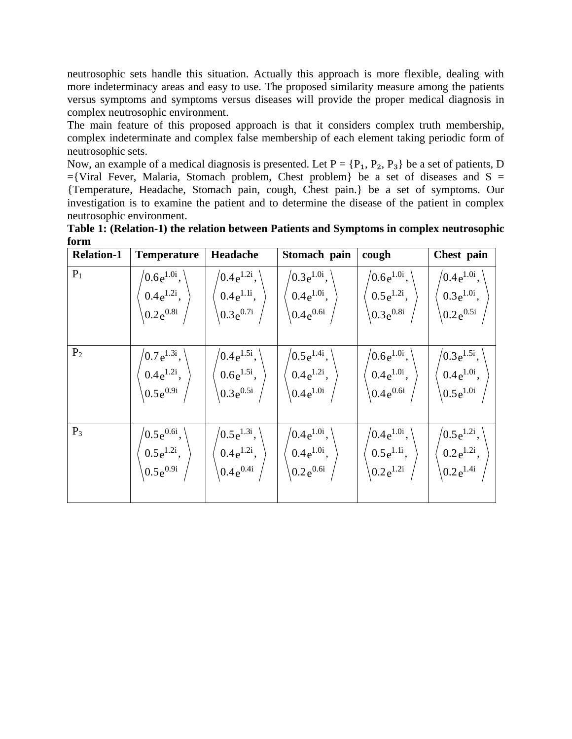neutrosophic sets handle this situation. Actually this approach is more flexible, dealing with more indeterminacy areas and easy to use. The proposed similarity measure among the patients versus symptoms and symptoms versus diseases will provide the proper medical diagnosis in complex neutrosophic environment.

The main feature of this proposed approach is that it considers complex truth membership, complex indeterminate and complex false membership of each element taking periodic form of neutrosophic sets.

Now, an example of a medical diagnosis is presented. Let P = {$P_1$, $P_2$, $P_3$} be a set of patients, D ={Viral Fever, Malaria, Stomach problem, Chest problem} be a set of diseases and S = {Temperature, Headache, Stomach pain, cough, Chest pain.} be a set of symptoms. Our investigation is to examine the patient and to determine the disease of the patient in complex neutrosophic environment.

**Table 1: (Relation-1) the relation between Patients and Symptoms in complex neutrosophic form**

| Relation-1 | Temperature | Headache | Stomach pain | cough | Chest pain |
|---|---|---|---|---|---|
| $P_1$ | $\langle 0.6e^{1.0i}, 0.4e^{1.2i}, 0.2e^{0.8i} \rangle$ | $\langle 0.4e^{1.2i}, 0.4e^{1.1i}, 0.3e^{0.7i} \rangle$ | $\langle 0.3e^{1.0i}, 0.4e^{1.0i}, 0.4e^{0.6i} \rangle$ | $\langle 0.6e^{1.0i}, 0.5e^{1.2i}, 0.3e^{0.8i} \rangle$ | $\langle 0.4e^{1.0i}, 0.3e^{1.0i}, 0.2e^{0.5i} \rangle$ |
| $P_2$ | $\langle 0.7e^{1.3i}, 0.4e^{1.2i}, 0.5e^{0.9i} \rangle$ | $\langle 0.4e^{1.5i}, 0.6e^{1.5i}, 0.3e^{0.5i} \rangle$ | $\langle 0.5e^{1.4i}, 0.4e^{1.2i}, 0.4e^{1.0i} \rangle$ | $\langle 0.6e^{1.0i}, 0.4e^{1.0i}, 0.4e^{0.6i} \rangle$ | $\langle 0.3e^{1.5i}, 0.4e^{1.0i}, 0.5e^{1.0i} \rangle$ |
| $P_3$ | $\langle 0.5e^{0.6i}, 0.5e^{1.2i}, 0.5e^{0.9i} \rangle$ | $\langle 0.5e^{1.3i}, 0.4e^{1.2i}, 0.4e^{0.4i} \rangle$ | $\langle 0.4e^{1.0i}, 0.4e^{1.0i}, 0.2e^{0.6i} \rangle$ | $\langle 0.4e^{1.0i}, 0.5e^{1.1i}, 0.2e^{1.2i} \rangle$ | $\langle 0.5e^{1.2i}, 0.2e^{1.2i}, 0.2e^{1.4i} \rangle$ |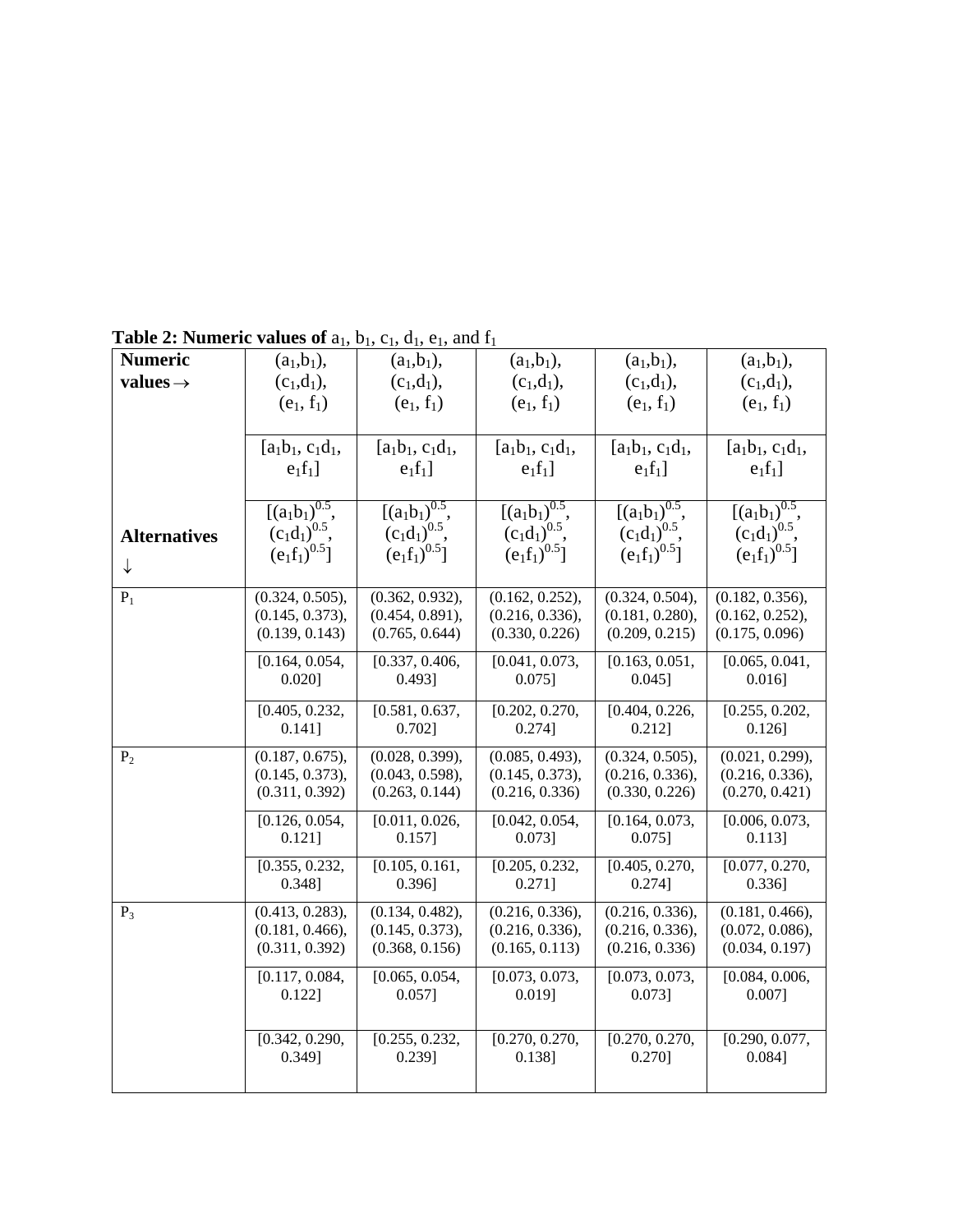**Table 2: Numeric values of** $a_1$, $b_1$, $c_1$, $d_1$, $e_1$, and $f_1$

| **Numeric values** → / **Alternatives** ↓ | $(a_1,b_1)$, $(c_1,d_1)$, $(e_1, f_1)$ / $[a_1b_1, c_1d_1, e_1f_1]$ / $[(a_1b_1)^{0.5}, (c_1d_1)^{0.5}, (e_1f_1)^{0.5}]$ | $(a_1,b_1)$, $(c_1,d_1)$, $(e_1, f_1)$ / $[a_1b_1, c_1d_1, e_1f_1]$ / $[(a_1b_1)^{0.5}, (c_1d_1)^{0.5}, (e_1f_1)^{0.5}]$ | $(a_1,b_1)$, $(c_1,d_1)$, $(e_1, f_1)$ / $[a_1b_1, c_1d_1, e_1f_1]$ / $[(a_1b_1)^{0.5}, (c_1d_1)^{0.5}, (e_1f_1)^{0.5}]$ | $(a_1,b_1)$, $(c_1,d_1)$, $(e_1, f_1)$ / $[a_1b_1, c_1d_1, e_1f_1]$ / $[(a_1b_1)^{0.5}, (c_1d_1)^{0.5}, (e_1f_1)^{0.5}]$ | $(a_1,b_1)$, $(c_1,d_1)$, $(e_1, f_1)$ / $[a_1b_1, c_1d_1, e_1f_1]$ / $[(a_1b_1)^{0.5}, (c_1d_1)^{0.5}, (e_1f_1)^{0.5}]$ |
|---|---|---|---|---|---|
| $P_1$ | (0.324, 0.505), (0.145, 0.373), (0.139, 0.143) | (0.362, 0.932), (0.454, 0.891), (0.765, 0.644) | (0.162, 0.252), (0.216, 0.336), (0.330, 0.226) | (0.324, 0.504), (0.181, 0.280), (0.209, 0.215) | (0.182, 0.356), (0.162, 0.252), (0.175, 0.096) |
| | [0.164, 0.054, 0.020] | [0.337, 0.406, 0.493] | [0.041, 0.073, 0.075] | [0.163, 0.051, 0.045] | [0.065, 0.041, 0.016] |
| | [0.405, 0.232, 0.141] | [0.581, 0.637, 0.702] | [0.202, 0.270, 0.274] | [0.404, 0.226, 0.212] | [0.255, 0.202, 0.126] |
| $P_2$ | (0.187, 0.675), (0.145, 0.373), (0.311, 0.392) | (0.028, 0.399), (0.043, 0.598), (0.263, 0.144) | (0.085, 0.493), (0.145, 0.373), (0.216, 0.336) | (0.324, 0.505), (0.216, 0.336), (0.330, 0.226) | (0.021, 0.299), (0.216, 0.336), (0.270, 0.421) |
| | [0.126, 0.054, 0.121] | [0.011, 0.026, 0.157] | [0.042, 0.054, 0.073] | [0.164, 0.073, 0.075] | [0.006, 0.073, 0.113] |
| | [0.355, 0.232, 0.348] | [0.105, 0.161, 0.396] | [0.205, 0.232, 0.271] | [0.405, 0.270, 0.274] | [0.077, 0.270, 0.336] |
| $P_3$ | (0.413, 0.283), (0.181, 0.466), (0.311, 0.392) | (0.134, 0.482), (0.145, 0.373), (0.368, 0.156) | (0.216, 0.336), (0.216, 0.336), (0.165, 0.113) | (0.216, 0.336), (0.216, 0.336), (0.216, 0.336) | (0.181, 0.466), (0.072, 0.086), (0.034, 0.197) |
| | [0.117, 0.084, 0.122] | [0.065, 0.054, 0.057] | [0.073, 0.073, 0.019] | [0.073, 0.073, 0.073] | [0.084, 0.006, 0.007] |
| | [0.342, 0.290, 0.349] | [0.255, 0.232, 0.239] | [0.270, 0.270, 0.138] | [0.270, 0.270, 0.270] | [0.290, 0.077, 0.084] |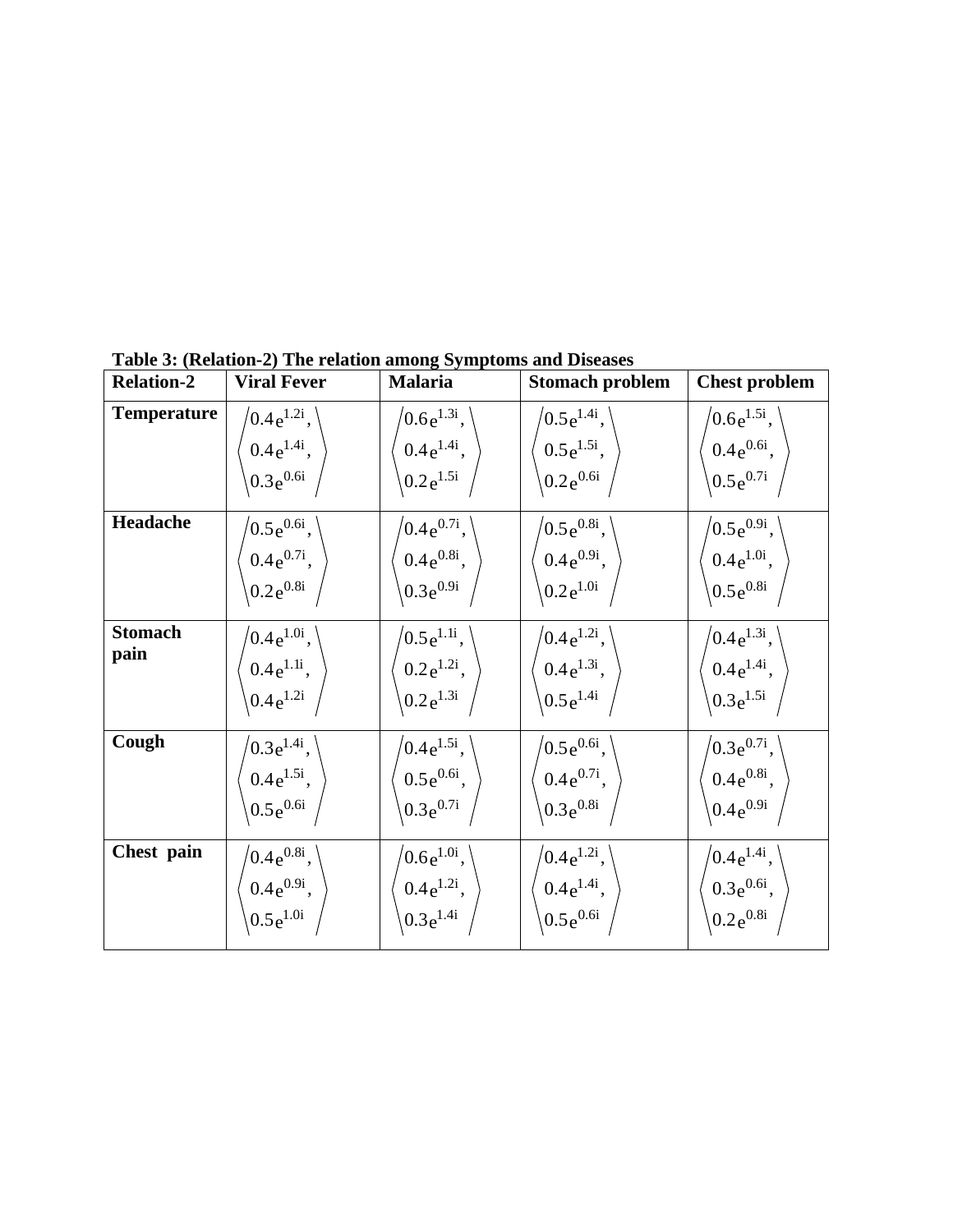**Table 3: (Relation-2) The relation among Symptoms and Diseases**

| Relation-2 | Viral Fever | Malaria | Stomach problem | Chest problem |
|---|---|---|---|---|
| **Temperature** | $\left\langle 0.4e^{1.2i}, 0.4e^{1.4i}, 0.3e^{0.6i} \right\rangle$ | $\left\langle 0.6e^{1.3i}, 0.4e^{1.4i}, 0.2e^{1.5i} \right\rangle$ | $\left\langle 0.5e^{1.4i}, 0.5e^{1.5i}, 0.2e^{0.6i} \right\rangle$ | $\left\langle 0.6e^{1.5i}, 0.4e^{0.6i}, 0.5e^{0.7i} \right\rangle$ |
| **Headache** | $\left\langle 0.5e^{0.6i}, 0.4e^{0.7i}, 0.2e^{0.8i} \right\rangle$ | $\left\langle 0.4e^{0.7i}, 0.4e^{0.8i}, 0.3e^{0.9i} \right\rangle$ | $\left\langle 0.5e^{0.8i}, 0.4e^{0.9i}, 0.2e^{1.0i} \right\rangle$ | $\left\langle 0.5e^{0.9i}, 0.4e^{1.0i}, 0.5e^{0.8i} \right\rangle$ |
| **Stomach pain** | $\left\langle 0.4e^{1.0i}, 0.4e^{1.1i}, 0.4e^{1.2i} \right\rangle$ | $\left\langle 0.5e^{1.1i}, 0.2e^{1.2i}, 0.2e^{1.3i} \right\rangle$ | $\left\langle 0.4e^{1.2i}, 0.4e^{1.3i}, 0.5e^{1.4i} \right\rangle$ | $\left\langle 0.4e^{1.3i}, 0.4e^{1.4i}, 0.3e^{1.5i} \right\rangle$ |
| **Cough** | $\left\langle 0.3e^{1.4i}, 0.4e^{1.5i}, 0.5e^{0.6i} \right\rangle$ | $\left\langle 0.4e^{1.5i}, 0.5e^{0.6i}, 0.3e^{0.7i} \right\rangle$ | $\left\langle 0.5e^{0.6i}, 0.4e^{0.7i}, 0.3e^{0.8i} \right\rangle$ | $\left\langle 0.3e^{0.7i}, 0.4e^{0.8i}, 0.4e^{0.9i} \right\rangle$ |
| **Chest pain** | $\left\langle 0.4e^{0.8i}, 0.4e^{0.9i}, 0.5e^{1.0i} \right\rangle$ | $\left\langle 0.6e^{1.0i}, 0.4e^{1.2i}, 0.3e^{1.4i} \right\rangle$ | $\left\langle 0.4e^{1.2i}, 0.4e^{1.4i}, 0.5e^{0.6i} \right\rangle$ | $\left\langle 0.4e^{1.4i}, 0.3e^{0.6i}, 0.2e^{0.8i} \right\rangle$ |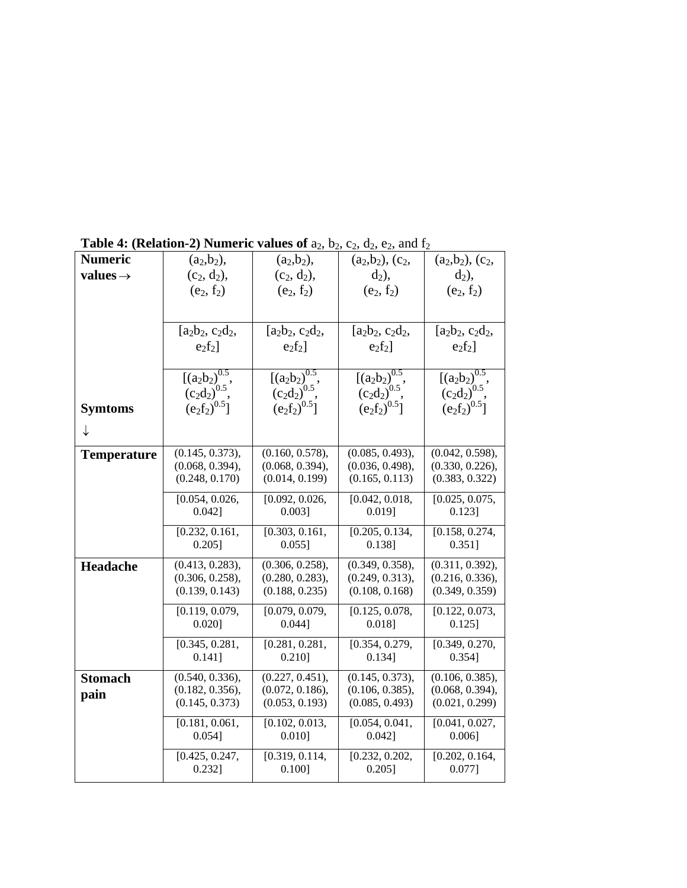**Table 4: (Relation-2) Numeric values of** $a_2$, $b_2$, $c_2$, $d_2$, $e_2$, and $f_2$

| Numeric values → / Symtoms ↓ | $(a_2,b_2)$, $(c_2, d_2)$, $(e_2, f_2)$ | $(a_2,b_2)$, $(c_2, d_2)$, $(e_2, f_2)$ | $(a_2,b_2)$, $(c_2, d_2)$, $(e_2, f_2)$ | $(a_2,b_2)$, $(c_2, d_2)$, $(e_2, f_2)$ |
|---|---|---|---|---|
| | $[a_2b_2, c_2d_2, e_2f_2]$ | $[a_2b_2, c_2d_2, e_2f_2]$ | $[a_2b_2, c_2d_2, e_2f_2]$ | $[a_2b_2, c_2d_2, e_2f_2]$ |
| | $[(a_2b_2)^{0.5}, (c_2d_2)^{0.5}, (e_2f_2)^{0.5}]$ | $[(a_2b_2)^{0.5}, (c_2d_2)^{0.5}, (e_2f_2)^{0.5}]$ | $[(a_2b_2)^{0.5}, (c_2d_2)^{0.5}, (e_2f_2)^{0.5}]$ | $[(a_2b_2)^{0.5}, (c_2d_2)^{0.5}, (e_2f_2)^{0.5}]$ |
| **Temperature** | (0.145, 0.373), (0.068, 0.394), (0.248, 0.170) | (0.160, 0.578), (0.068, 0.394), (0.014, 0.199) | (0.085, 0.493), (0.036, 0.498), (0.165, 0.113) | (0.042, 0.598), (0.330, 0.226), (0.383, 0.322) |
| | [0.054, 0.026, 0.042] | [0.092, 0.026, 0.003] | [0.042, 0.018, 0.019] | [0.025, 0.075, 0.123] |
| | [0.232, 0.161, 0.205] | [0.303, 0.161, 0.055] | [0.205, 0.134, 0.138] | [0.158, 0.274, 0.351] |
| **Headache** | (0.413, 0.283), (0.306, 0.258), (0.139, 0.143) | (0.306, 0.258), (0.280, 0.283), (0.188, 0.235) | (0.349, 0.358), (0.249, 0.313), (0.108, 0.168) | (0.311, 0.392), (0.216, 0.336), (0.349, 0.359) |
| | [0.119, 0.079, 0.020] | [0.079, 0.079, 0.044] | [0.125, 0.078, 0.018] | [0.122, 0.073, 0.125] |
| | [0.345, 0.281, 0.141] | [0.281, 0.281, 0.210] | [0.354, 0.279, 0.134] | [0.349, 0.270, 0.354] |
| **Stomach pain** | (0.540, 0.336), (0.182, 0.356), (0.145, 0.373) | (0.227, 0.451), (0.072, 0.186), (0.053, 0.193) | (0.145, 0.373), (0.106, 0.385), (0.085, 0.493) | (0.106, 0.385), (0.068, 0.394), (0.021, 0.299) |
| | [0.181, 0.061, 0.054] | [0.102, 0.013, 0.010] | [0.054, 0.041, 0.042] | [0.041, 0.027, 0.006] |
| | [0.425, 0.247, 0.232] | [0.319, 0.114, 0.100] | [0.232, 0.202, 0.205] | [0.202, 0.164, 0.077] |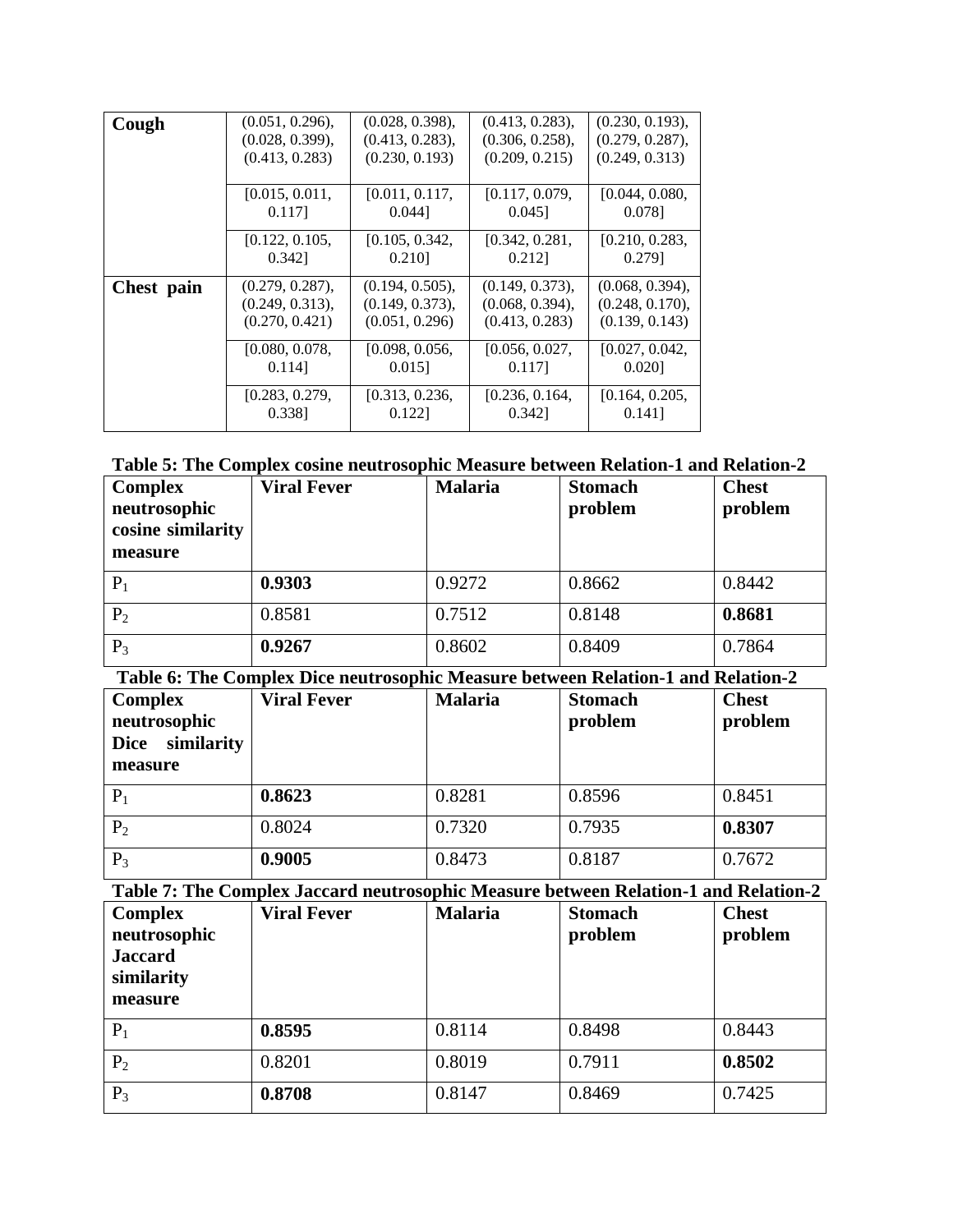| Cough | (0.051, 0.296), (0.028, 0.399), (0.413, 0.283) | (0.028, 0.398), (0.413, 0.283), (0.230, 0.193) | (0.413, 0.283), (0.306, 0.258), (0.209, 0.215) | (0.230, 0.193), (0.279, 0.287), (0.249, 0.313) |
|---|---|---|---|---|
| | [0.015, 0.011, 0.117] | [0.011, 0.117, 0.044] | [0.117, 0.079, 0.045] | [0.044, 0.080, 0.078] |
| | [0.122, 0.105, 0.342] | [0.105, 0.342, 0.210] | [0.342, 0.281, 0.212] | [0.210, 0.283, 0.279] |
| **Chest pain** | (0.279, 0.287), (0.249, 0.313), (0.270, 0.421) | (0.194, 0.505), (0.149, 0.373), (0.051, 0.296) | (0.149, 0.373), (0.068, 0.394), (0.413, 0.283) | (0.068, 0.394), (0.248, 0.170), (0.139, 0.143) |
| | [0.080, 0.078, 0.114] | [0.098, 0.056, 0.015] | [0.056, 0.027, 0.117] | [0.027, 0.042, 0.020] |
| | [0.283, 0.279, 0.338] | [0.313, 0.236, 0.122] | [0.236, 0.164, 0.342] | [0.164, 0.205, 0.141] |

**Table 5: The Complex cosine neutrosophic Measure between Relation-1 and Relation-2**

| Complex neutrosophic cosine similarity measure | Viral Fever | Malaria | Stomach problem | Chest problem |
|---|---|---|---|---|
| $P_1$ | **0.9303** | 0.9272 | 0.8662 | 0.8442 |
| $P_2$ | 0.8581 | 0.7512 | 0.8148 | **0.8681** |
| $P_3$ | **0.9267** | 0.8602 | 0.8409 | 0.7864 |

**Table 6: The Complex Dice neutrosophic Measure between Relation-1 and Relation-2**

| Complex neutrosophic Dice similarity measure | Viral Fever | Malaria | Stomach problem | Chest problem |
|---|---|---|---|---|
| $P_1$ | **0.8623** | 0.8281 | 0.8596 | 0.8451 |
| $P_2$ | 0.8024 | 0.7320 | 0.7935 | **0.8307** |
| $P_3$ | **0.9005** | 0.8473 | 0.8187 | 0.7672 |

**Table 7: The Complex Jaccard neutrosophic Measure between Relation-1 and Relation-2**

| Complex neutrosophic Jaccard similarity measure | Viral Fever | Malaria | Stomach problem | Chest problem |
|---|---|---|---|---|
| $P_1$ | **0.8595** | 0.8114 | 0.8498 | 0.8443 |
| $P_2$ | 0.8201 | 0.8019 | 0.7911 | **0.8502** |
| $P_3$ | **0.8708** | 0.8147 | 0.8469 | 0.7425 |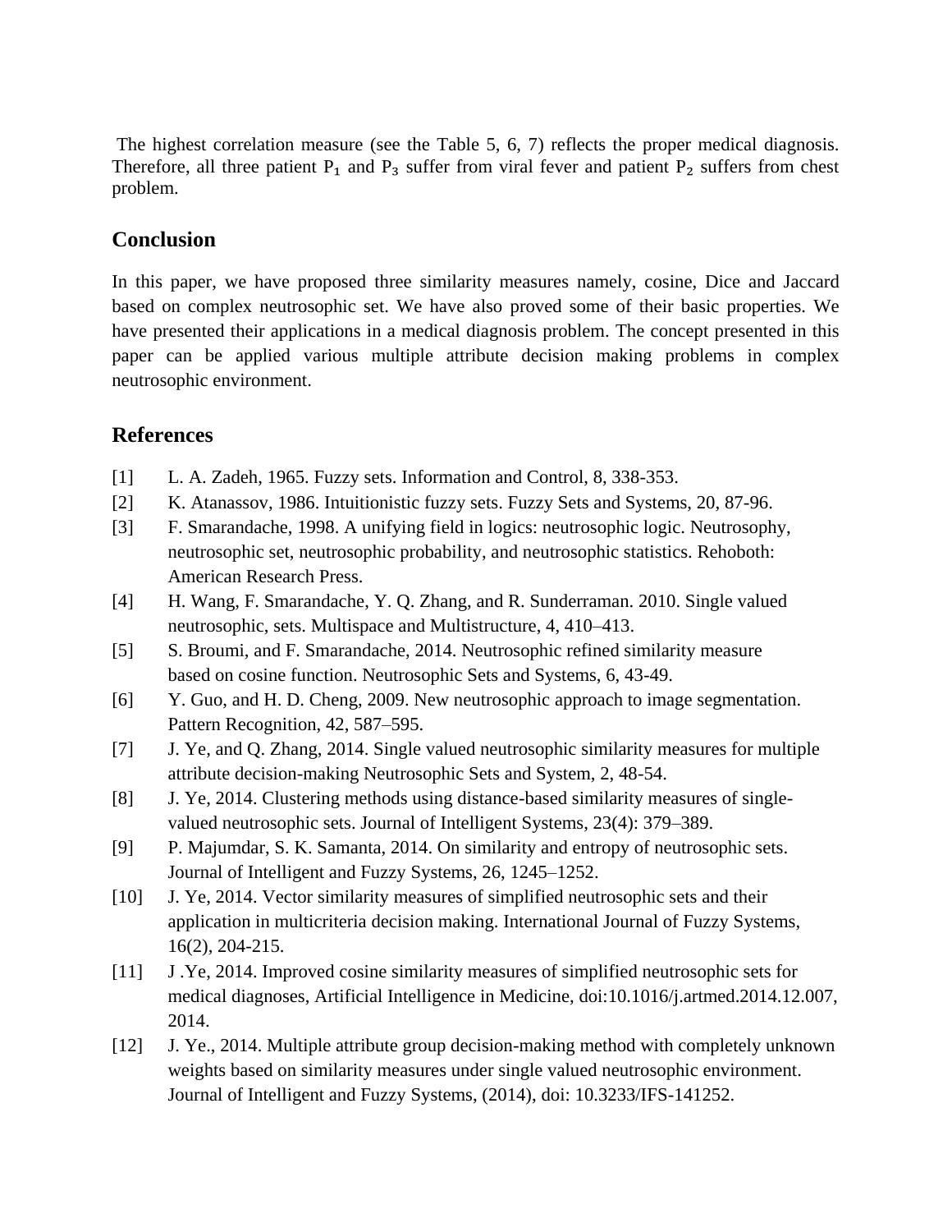The highest correlation measure (see the Table 5, 6, 7) reflects the proper medical diagnosis. Therefore, all three patient $P_1$ and $P_3$ suffer from viral fever and patient $P_2$ suffers from chest problem.

## Conclusion

In this paper, we have proposed three similarity measures namely, cosine, Dice and Jaccard based on complex neutrosophic set. We have also proved some of their basic properties. We have presented their applications in a medical diagnosis problem. The concept presented in this paper can be applied various multiple attribute decision making problems in complex neutrosophic environment.

## References

[1] L. A. Zadeh, 1965. Fuzzy sets. Information and Control, 8, 338-353.

[2] K. Atanassov, 1986. Intuitionistic fuzzy sets. Fuzzy Sets and Systems, 20, 87-96.

[3] F. Smarandache, 1998. A unifying field in logics: neutrosophic logic. Neutrosophy, neutrosophic set, neutrosophic probability, and neutrosophic statistics. Rehoboth: American Research Press.

[4] H. Wang, F. Smarandache, Y. Q. Zhang, and R. Sunderraman. 2010. Single valued neutrosophic, sets. Multispace and Multistructure, 4, 410–413.

[5] S. Broumi, and F. Smarandache, 2014. Neutrosophic refined similarity measure based on cosine function. Neutrosophic Sets and Systems, 6, 43-49.

[6] Y. Guo, and H. D. Cheng, 2009. New neutrosophic approach to image segmentation. Pattern Recognition, 42, 587–595.

[7] J. Ye, and Q. Zhang, 2014. Single valued neutrosophic similarity measures for multiple attribute decision-making Neutrosophic Sets and System, 2, 48-54.

[8] J. Ye, 2014. Clustering methods using distance-based similarity measures of single-valued neutrosophic sets. Journal of Intelligent Systems, 23(4): 379–389.

[9] P. Majumdar, S. K. Samanta, 2014. On similarity and entropy of neutrosophic sets. Journal of Intelligent and Fuzzy Systems, 26, 1245–1252.

[10] J. Ye, 2014. Vector similarity measures of simplified neutrosophic sets and their application in multicriteria decision making. International Journal of Fuzzy Systems, 16(2), 204-215.

[11] J .Ye, 2014. Improved cosine similarity measures of simplified neutrosophic sets for medical diagnoses, Artificial Intelligence in Medicine, doi:10.1016/j.artmed.2014.12.007, 2014.

[12] J. Ye., 2014. Multiple attribute group decision-making method with completely unknown weights based on similarity measures under single valued neutrosophic environment. Journal of Intelligent and Fuzzy Systems, (2014), doi: 10.3233/IFS-141252.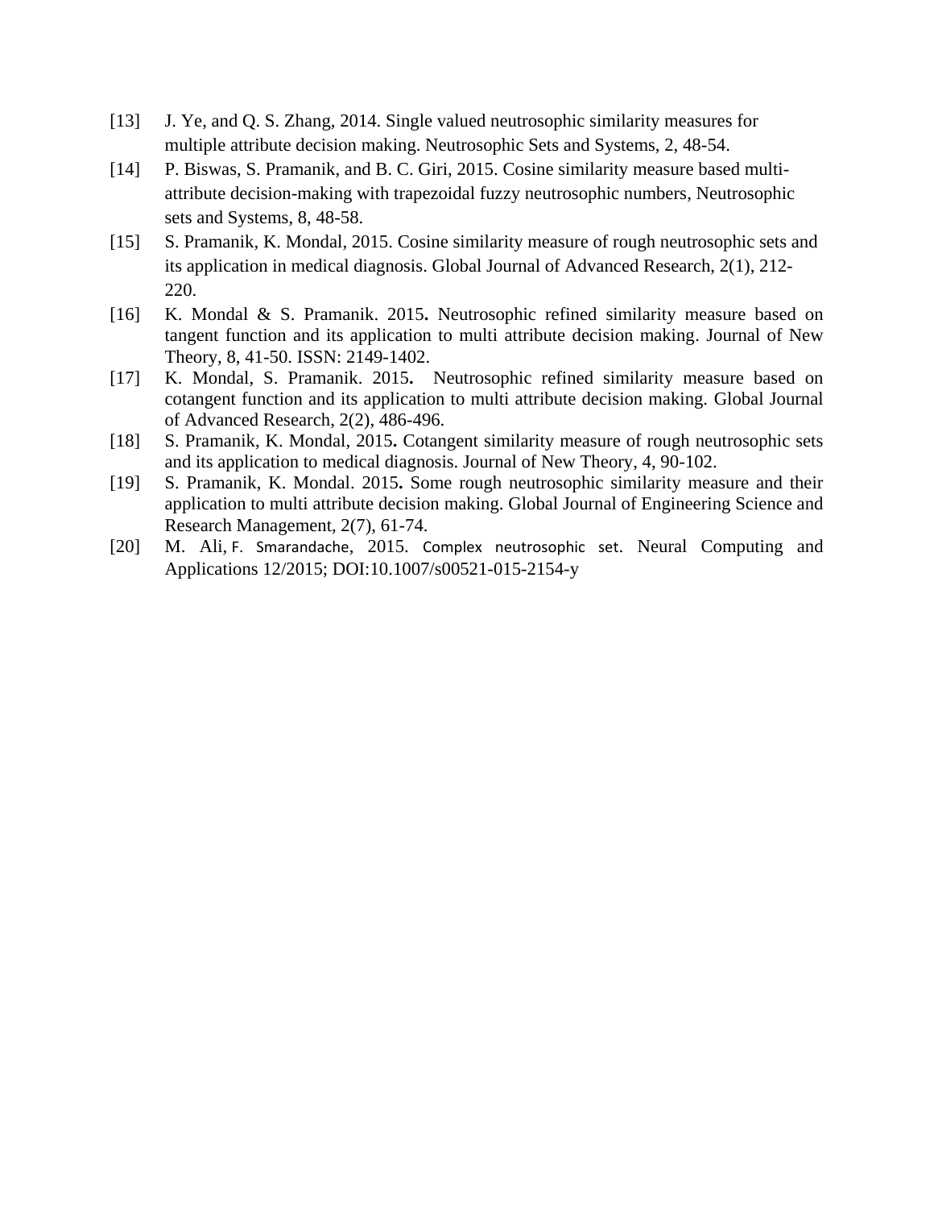[13] J. Ye, and Q. S. Zhang, 2014. Single valued neutrosophic similarity measures for multiple attribute decision making. Neutrosophic Sets and Systems, 2, 48-54.

[14] P. Biswas, S. Pramanik, and B. C. Giri, 2015. Cosine similarity measure based multi-attribute decision-making with trapezoidal fuzzy neutrosophic numbers, Neutrosophic sets and Systems, 8, 48-58.

[15] S. Pramanik, K. Mondal, 2015. Cosine similarity measure of rough neutrosophic sets and its application in medical diagnosis. Global Journal of Advanced Research, 2(1), 212-220.

[16] K. Mondal & S. Pramanik. 2015**.** Neutrosophic refined similarity measure based on tangent function and its application to multi attribute decision making. Journal of New Theory, 8, 41-50. ISSN: 2149-1402.

[17] K. Mondal, S. Pramanik. 2015**.** Neutrosophic refined similarity measure based on cotangent function and its application to multi attribute decision making. Global Journal of Advanced Research, 2(2), 486-496.

[18] S. Pramanik, K. Mondal, 2015**.** Cotangent similarity measure of rough neutrosophic sets and its application to medical diagnosis. Journal of New Theory, 4, 90-102.

[19] S. Pramanik, K. Mondal. 2015**.** Some rough neutrosophic similarity measure and their application to multi attribute decision making. Global Journal of Engineering Science and Research Management, 2(7), 61-74.

[20] M. Ali, F. Smarandache, 2015. Complex neutrosophic set. Neural Computing and Applications 12/2015; DOI:10.1007/s00521-015-2154-y